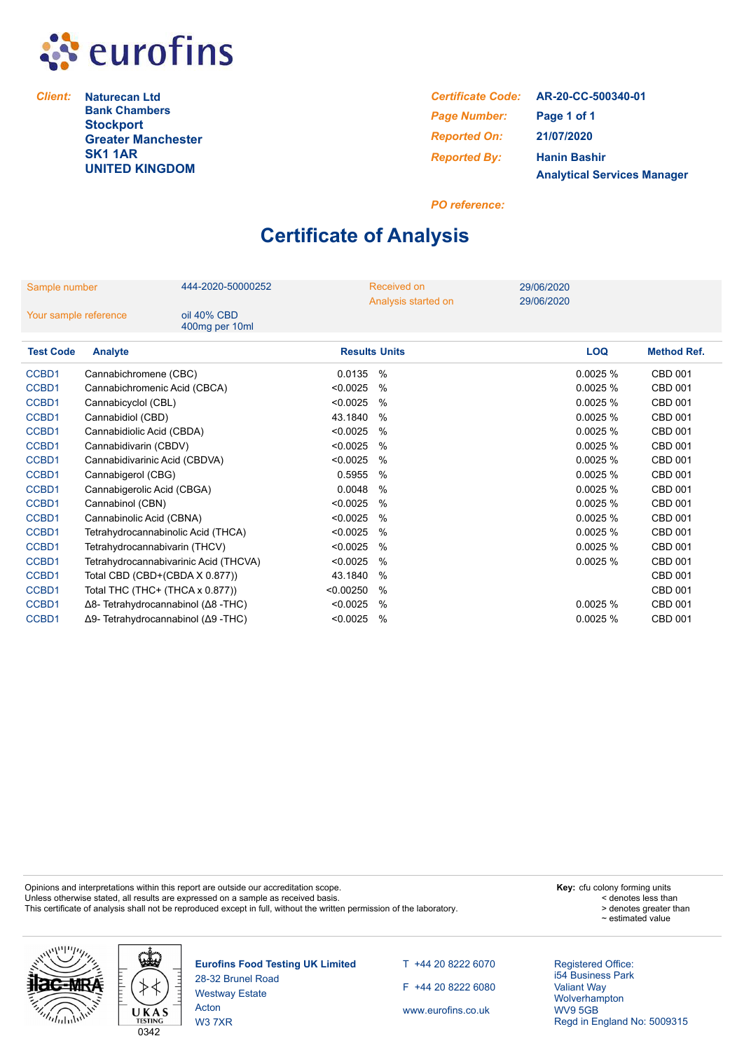eurofins

**Client:** Naturecan Ltd
Bank Chambers
Stockport
Greater Manchester
SK1 1AR
UNITED KINGDOM

**Certificate Code:** AR-20-CC-500340-01
**Page Number:** Page 1 of 1
**Reported On:** 21/07/2020
**Reported By:** Hanin Bashir
Analytical Services Manager

**PO reference:**

# Certificate of Analysis

| | | | |
|---|---|---|---|
| Sample number | 444-2020-50000252 | Received on | 29/06/2020 |
| | | Analysis started on | 29/06/2020 |
| Your sample reference | oil 40% CBD 400mg per 10ml | | |

| Test Code | Analyte | Results | Units | LOQ | Method Ref. |
|---|---|---|---|---|---|
| CCBD1 | Cannabichromene (CBC) | 0.0135 | % | 0.0025 % | CBD 001 |
| CCBD1 | Cannabichromenic Acid (CBCA) | <0.0025 | % | 0.0025 % | CBD 001 |
| CCBD1 | Cannabicyclol (CBL) | <0.0025 | % | 0.0025 % | CBD 001 |
| CCBD1 | Cannabidiol (CBD) | 43.1840 | % | 0.0025 % | CBD 001 |
| CCBD1 | Cannabidiolic Acid (CBDA) | <0.0025 | % | 0.0025 % | CBD 001 |
| CCBD1 | Cannabidivarin (CBDV) | <0.0025 | % | 0.0025 % | CBD 001 |
| CCBD1 | Cannabidivarinic Acid (CBDVA) | <0.0025 | % | 0.0025 % | CBD 001 |
| CCBD1 | Cannabigerol (CBG) | 0.5955 | % | 0.0025 % | CBD 001 |
| CCBD1 | Cannabigerolic Acid (CBGA) | 0.0048 | % | 0.0025 % | CBD 001 |
| CCBD1 | Cannabinol (CBN) | <0.0025 | % | 0.0025 % | CBD 001 |
| CCBD1 | Cannabinolic Acid (CBNA) | <0.0025 | % | 0.0025 % | CBD 001 |
| CCBD1 | Tetrahydrocannabinolic Acid (THCA) | <0.0025 | % | 0.0025 % | CBD 001 |
| CCBD1 | Tetrahydrocannabivarin (THCV) | <0.0025 | % | 0.0025 % | CBD 001 |
| CCBD1 | Tetrahydrocannabivarinic Acid (THCVA) | <0.0025 | % | 0.0025 % | CBD 001 |
| CCBD1 | Total CBD (CBD+(CBDA X 0.877)) | 43.1840 | % | | CBD 001 |
| CCBD1 | Total THC (THC+ (THCA x 0.877)) | <0.00250 | % | | CBD 001 |
| CCBD1 | Δ8- Tetrahydrocannabinol (Δ8 -THC) | <0.0025 | % | 0.0025 % | CBD 001 |
| CCBD1 | Δ9- Tetrahydrocannabinol (Δ9 -THC) | <0.0025 | % | 0.0025 % | CBD 001 |

Opinions and interpretations within this report are outside our accreditation scope.
Unless otherwise stated, all results are expressed on a sample as received basis.
This certificate of analysis shall not be reproduced except in full, without the written permission of the laboratory.

**Key:** cfu colony forming units
< denotes less than
> denotes greater than
~ estimated value

UKAS TESTING 0342

**Eurofins Food Testing UK Limited**
28-32 Brunel Road
Westway Estate
Acton
W3 7XR

T +44 20 8222 6070
F +44 20 8222 6080
www.eurofins.co.uk

Registered Office:
i54 Business Park
Valiant Way
Wolverhampton
WV9 5GB
Regd in England No: 5009315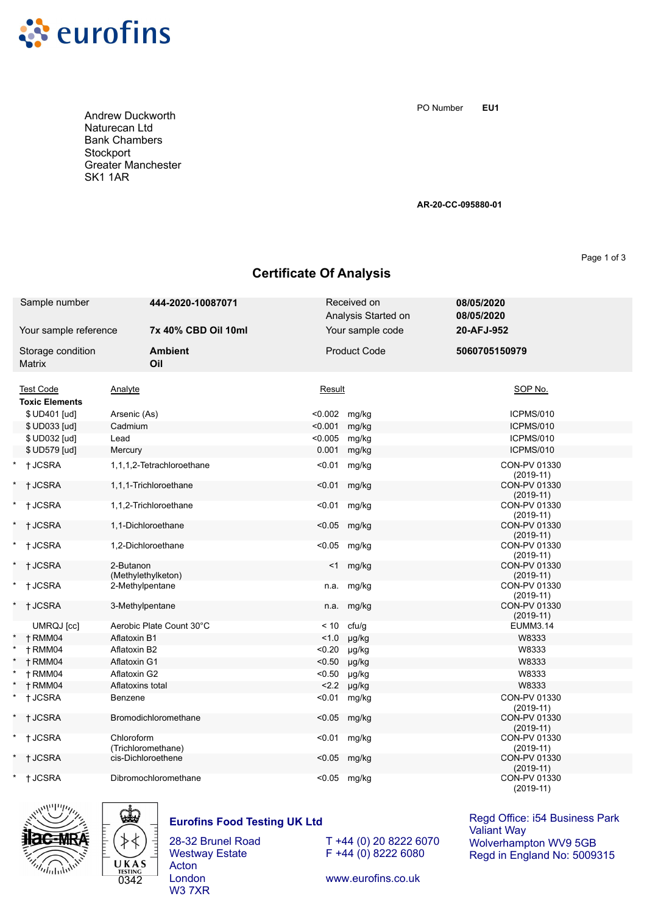Andrew Duckworth
Naturecan Ltd
Bank Chambers
Stockport
Greater Manchester
SK1 1AR

PO Number **EU1**

**AR-20-CC-095880-01**

# Certificate Of Analysis

| | | | |
|---|---|---|---|
| Sample number | **444-2020-10087071** | Received on | **08/05/2020** |
| | | Analysis Started on | **08/05/2020** |
| Your sample reference | **7x 40% CBD Oil 10ml** | Your sample code | **20-AFJ-952** |
| Storage condition | **Ambient** | Product Code | **5060705150979** |
| Matrix | **Oil** | | |

| Test Code | Analyte | Result | | SOP No. |
|---|---|---|---|---|
| **Toxic Elements** | | | | |
| $ UD401 [ud] | Arsenic (As) | <0.002 | mg/kg | ICPMS/010 |
| $ UD033 [ud] | Cadmium | <0.001 | mg/kg | ICPMS/010 |
| $ UD032 [ud] | Lead | <0.005 | mg/kg | ICPMS/010 |
| $ UD579 [ud] | Mercury | 0.001 | mg/kg | ICPMS/010 |
| * † JCSRA | 1,1,1,2-Tetrachloroethane | <0.01 | mg/kg | CON-PV 01330 (2019-11) |
| * † JCSRA | 1,1,1-Trichloroethane | <0.01 | mg/kg | CON-PV 01330 (2019-11) |
| * † JCSRA | 1,1,2-Trichloroethane | <0.01 | mg/kg | CON-PV 01330 (2019-11) |
| * † JCSRA | 1,1-Dichloroethane | <0.05 | mg/kg | CON-PV 01330 (2019-11) |
| * † JCSRA | 1,2-Dichloroethane | <0.05 | mg/kg | CON-PV 01330 (2019-11) |
| * † JCSRA | 2-Butanon (Methylethylketon) | <1 | mg/kg | CON-PV 01330 (2019-11) |
| * † JCSRA | 2-Methylpentane | n.a. | mg/kg | CON-PV 01330 (2019-11) |
| * † JCSRA | 3-Methylpentane | n.a. | mg/kg | CON-PV 01330 (2019-11) |
| UMRQJ [cc] | Aerobic Plate Count 30°C | < 10 | cfu/g | EUMM3.14 |
| * † RMM04 | Aflatoxin B1 | <1.0 | µg/kg | W8333 |
| * † RMM04 | Aflatoxin B2 | <0.20 | µg/kg | W8333 |
| * † RMM04 | Aflatoxin G1 | <0.50 | µg/kg | W8333 |
| * † RMM04 | Aflatoxin G2 | <0.50 | µg/kg | W8333 |
| * † RMM04 | Aflatoxins total | <2.2 | µg/kg | W8333 |
| * † JCSRA | Benzene | <0.01 | mg/kg | CON-PV 01330 (2019-11) |
| * † JCSRA | Bromodichloromethane | <0.05 | mg/kg | CON-PV 01330 (2019-11) |
| * † JCSRA | Chloroform (Trichloromethane) | <0.01 | mg/kg | CON-PV 01330 (2019-11) |
| * † JCSRA | cis-Dichloroethene | <0.05 | mg/kg | CON-PV 01330 (2019-11) |
| * † JCSRA | Dibromochloromethane | <0.05 | mg/kg | CON-PV 01330 (2019-11) |

**Eurofins Food Testing UK Ltd**

28-32 Brunel Road
Westway Estate
Acton
London
W3 7XR

T +44 (0) 20 8222 6070
F +44 (0) 8222 6080

www.eurofins.co.uk

Regd Office: i54 Business Park
Valiant Way
Wolverhampton WV9 5GB
Regd in England No: 5009315

UKAS TESTING 0342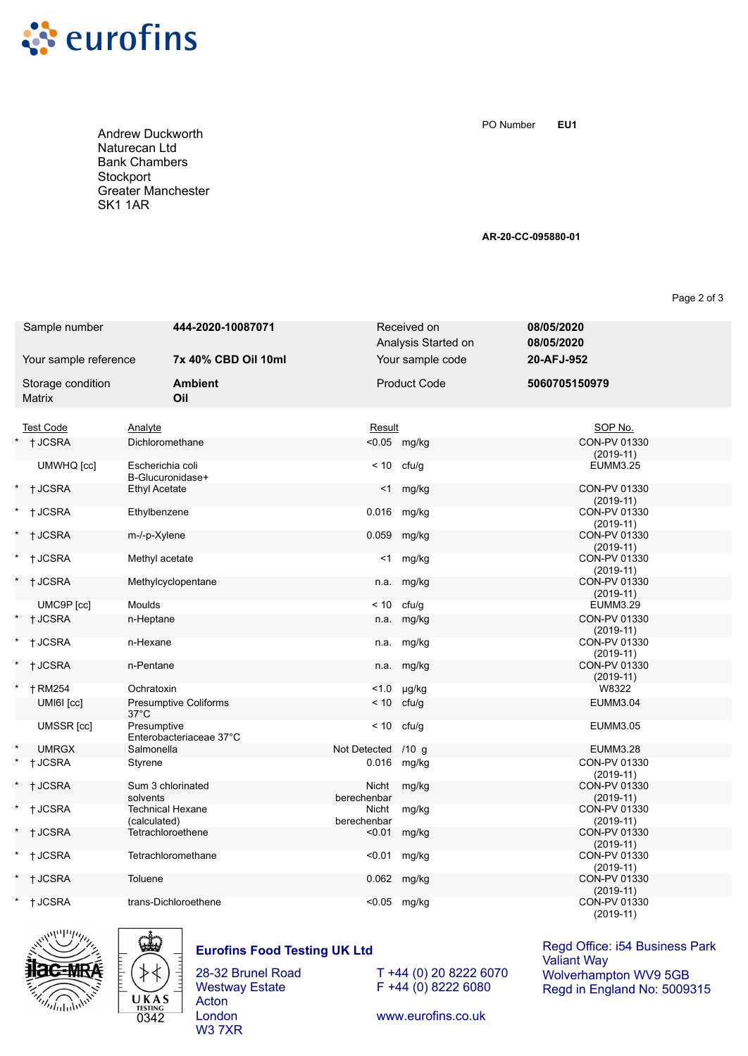Andrew Duckworth
Naturecan Ltd
Bank Chambers
Stockport
Greater Manchester
SK1 1AR

PO Number **EU1**

**AR-20-CC-095880-01**

| | | | |
|---|---|---|---|
| Sample number | **444-2020-10087071** | Received on<br>Analysis Started on | **08/05/2020**<br>**08/05/2020** |
| Your sample reference | **7x 40% CBD Oil 10ml** | Your sample code | **20-AFJ-952** |
| Storage condition<br>Matrix | **Ambient**<br>**Oil** | Product Code | **5060705150979** |

| | Test Code | Analyte | Result | | SOP No. |
|---|---|---|---|---|---|
| * | † JCSRA | Dichloromethane | <0.05 | mg/kg | CON-PV 01330 (2019-11) |
| | UMWHQ [cc] | Escherichia coli B-Glucuronidase+ | < 10 | cfu/g | EUMM3.25 |
| * | † JCSRA | Ethyl Acetate | <1 | mg/kg | CON-PV 01330 (2019-11) |
| * | † JCSRA | Ethylbenzene | 0.016 | mg/kg | CON-PV 01330 (2019-11) |
| * | † JCSRA | m-/-p-Xylene | 0.059 | mg/kg | CON-PV 01330 (2019-11) |
| * | † JCSRA | Methyl acetate | <1 | mg/kg | CON-PV 01330 (2019-11) |
| * | † JCSRA | Methylcyclopentane | n.a. | mg/kg | CON-PV 01330 (2019-11) |
| | UMC9P [cc] | Moulds | < 10 | cfu/g | EUMM3.29 |
| * | † JCSRA | n-Heptane | n.a. | mg/kg | CON-PV 01330 (2019-11) |
| * | † JCSRA | n-Hexane | n.a. | mg/kg | CON-PV 01330 (2019-11) |
| * | † JCSRA | n-Pentane | n.a. | mg/kg | CON-PV 01330 (2019-11) |
| * | † RM254 | Ochratoxin | <1.0 | µg/kg | W8322 |
| | UMI6I [cc] | Presumptive Coliforms 37°C | < 10 | cfu/g | EUMM3.04 |
| | UMSSR [cc] | Presumptive Enterobacteriaceae 37°C | < 10 | cfu/g | EUMM3.05 |
| * | UMRGX | Salmonella | Not Detected | /10 g | EUMM3.28 |
| * | † JCSRA | Styrene | 0.016 | mg/kg | CON-PV 01330 (2019-11) |
| * | † JCSRA | Sum 3 chlorinated solvents | Nicht berechenbar | mg/kg | CON-PV 01330 (2019-11) |
| * | † JCSRA | Technical Hexane (calculated) | Nicht berechenbar | mg/kg | CON-PV 01330 (2019-11) |
| * | † JCSRA | Tetrachloroethene | <0.01 | mg/kg | CON-PV 01330 (2019-11) |
| * | † JCSRA | Tetrachloromethane | <0.01 | mg/kg | CON-PV 01330 (2019-11) |
| * | † JCSRA | Toluene | 0.062 | mg/kg | CON-PV 01330 (2019-11) |
| * | † JCSRA | trans-Dichloroethene | <0.05 | mg/kg | CON-PV 01330 (2019-11) |

**Eurofins Food Testing UK Ltd**

28-32 Brunel Road
Westway Estate
Acton
London
W3 7XR

T +44 (0) 20 8222 6070
F +44 (0) 8222 6080

www.eurofins.co.uk

Regd Office: i54 Business Park
Valiant Way
Wolverhampton WV9 5GB
Regd in England No: 5009315

UKAS TESTING 0342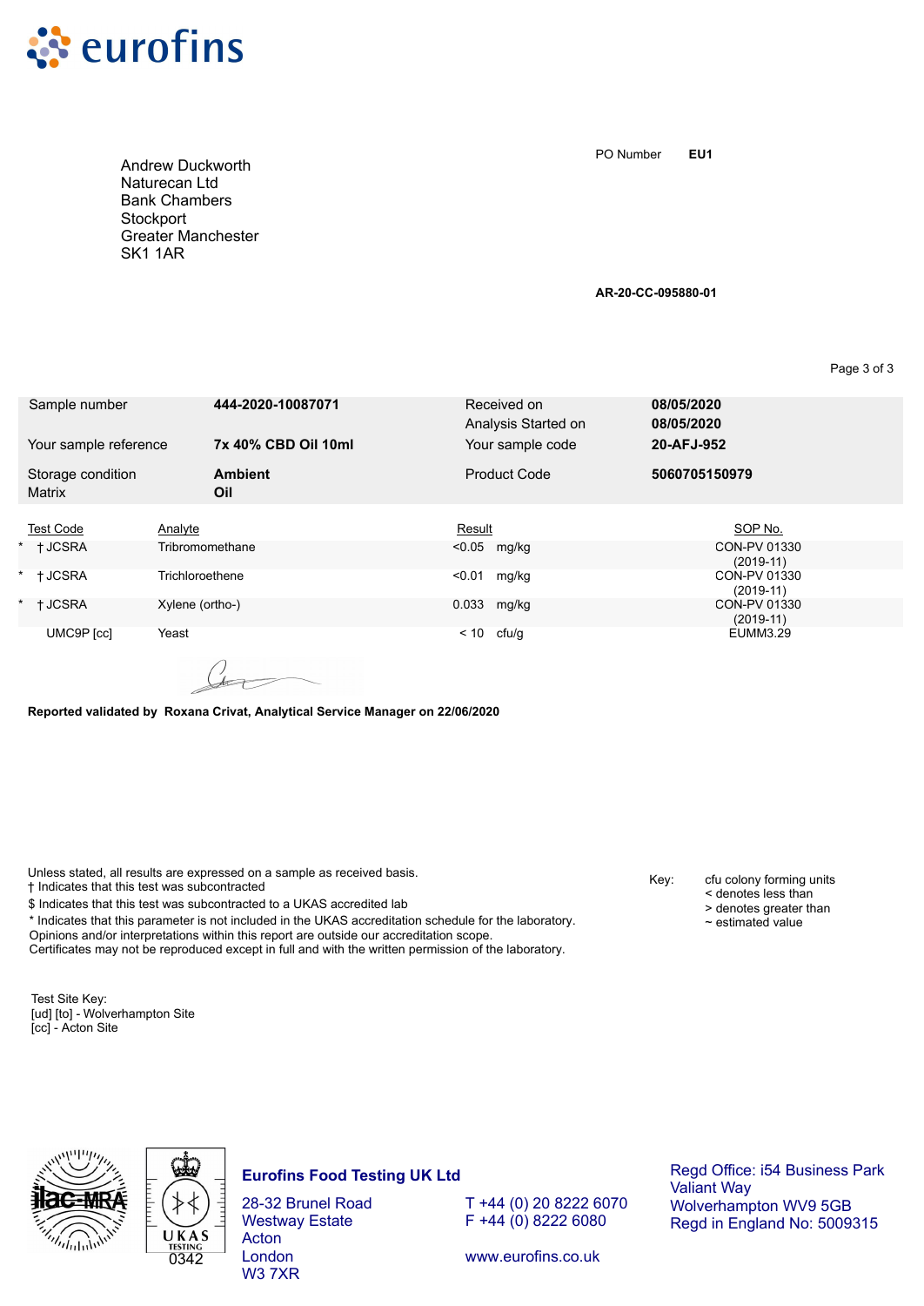# eurofins

Andrew Duckworth
Naturecan Ltd
Bank Chambers
Stockport
Greater Manchester
SK1 1AR

PO Number **EU1**

**AR-20-CC-095880-01**

| Sample number | **444-2020-10087071** | Received on | **08/05/2020** |
|---|---|---|---|
| | | Analysis Started on | **08/05/2020** |
| Your sample reference | **7x 40% CBD Oil 10ml** | Your sample code | **20-AFJ-952** |
| Storage condition | **Ambient** | Product Code | **5060705150979** |
| Matrix | **Oil** | | |

| | Test Code | Analyte | Result | | SOP No. |
|---|---|---|---|---|---|
| * | † JCSRA | Tribromomethane | <0.05 | mg/kg | CON-PV 01330 (2019-11) |
| * | † JCSRA | Trichloroethene | <0.01 | mg/kg | CON-PV 01330 (2019-11) |
| * | † JCSRA | Xylene (ortho-) | 0.033 | mg/kg | CON-PV 01330 (2019-11) |
| | UMC9P [cc] | Yeast | < 10 | cfu/g | EUMM3.29 |

**Reported validated by Roxana Crivat, Analytical Service Manager on 22/06/2020**

Unless stated, all results are expressed on a sample as received basis.
† Indicates that this test was subcontracted
$ Indicates that this test was subcontracted to a UKAS accredited lab
* Indicates that this parameter is not included in the UKAS accreditation schedule for the laboratory.
Opinions and/or interpretations within this report are outside our accreditation scope.
Certificates may not be reproduced except in full and with the written permission of the laboratory.

Key:
cfu colony forming units
< denotes less than
> denotes greater than
~ estimated value

Test Site Key:
[ud] [to] - Wolverhampton Site
[cc] - Acton Site

UKAS TESTING 0342

**Eurofins Food Testing UK Ltd**

28-32 Brunel Road
Westway Estate
Acton
London
W3 7XR

T +44 (0) 20 8222 6070
F +44 (0) 8222 6080

www.eurofins.co.uk

Regd Office: i54 Business Park
Valiant Way
Wolverhampton WV9 5GB
Regd in England No: 5009315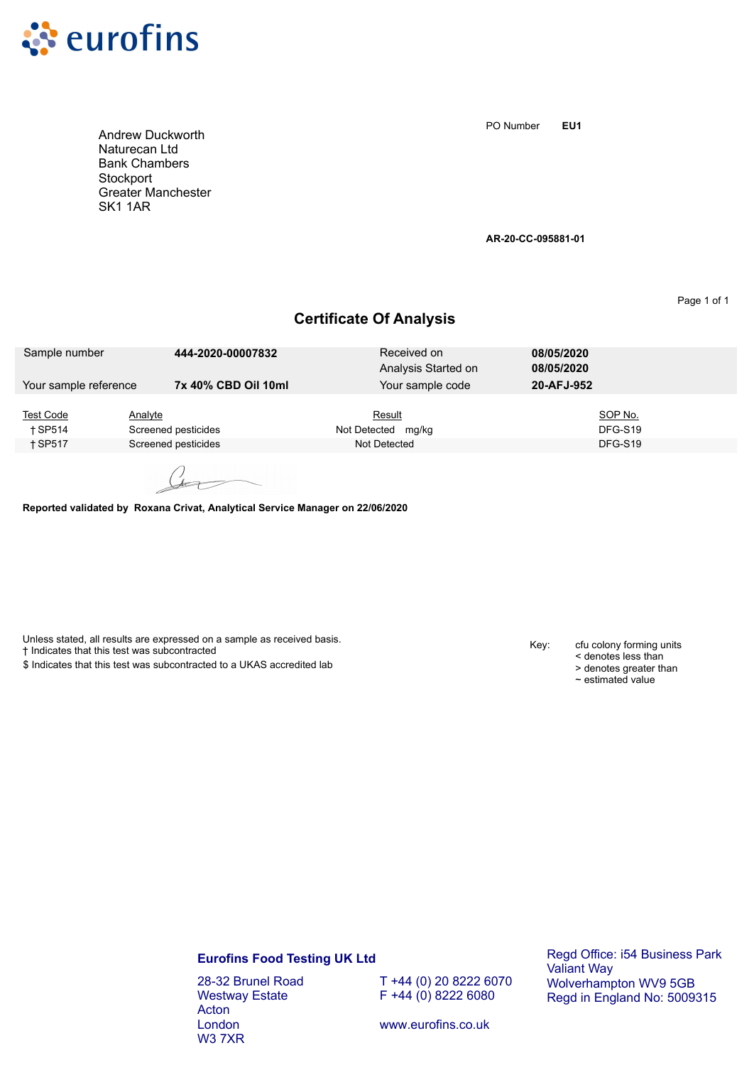Andrew Duckworth
Naturecan Ltd
Bank Chambers
Stockport
Greater Manchester
SK1 1AR

PO Number **EU1**

**AR-20-CC-095881-01**

# Certificate Of Analysis

| | | | |
|---|---|---|---|
| Sample number | **444-2020-00007832** | Received on | **08/05/2020** |
| | | Analysis Started on | **08/05/2020** |
| Your sample reference | **7x 40% CBD Oil 10ml** | Your sample code | **20-AFJ-952** |

| Test Code | Analyte | Result | SOP No. |
|---|---|---|---|
| † SP514 | Screened pesticides | Not Detected mg/kg | DFG-S19 |
| † SP517 | Screened pesticides | Not Detected | DFG-S19 |

**Reported validated by Roxana Crivat, Analytical Service Manager on 22/06/2020**

Unless stated, all results are expressed on a sample as received basis.
† Indicates that this test was subcontracted
$ Indicates that this test was subcontracted to a UKAS accredited lab

Key:
cfu colony forming units
< denotes less than
> denotes greater than
~ estimated value

**Eurofins Food Testing UK Ltd**

28-32 Brunel Road
Westway Estate
Acton
London
W3 7XR

T +44 (0) 20 8222 6070
F +44 (0) 8222 6080

www.eurofins.co.uk

Regd Office: i54 Business Park
Valiant Way
Wolverhampton WV9 5GB
Regd in England No: 5009315